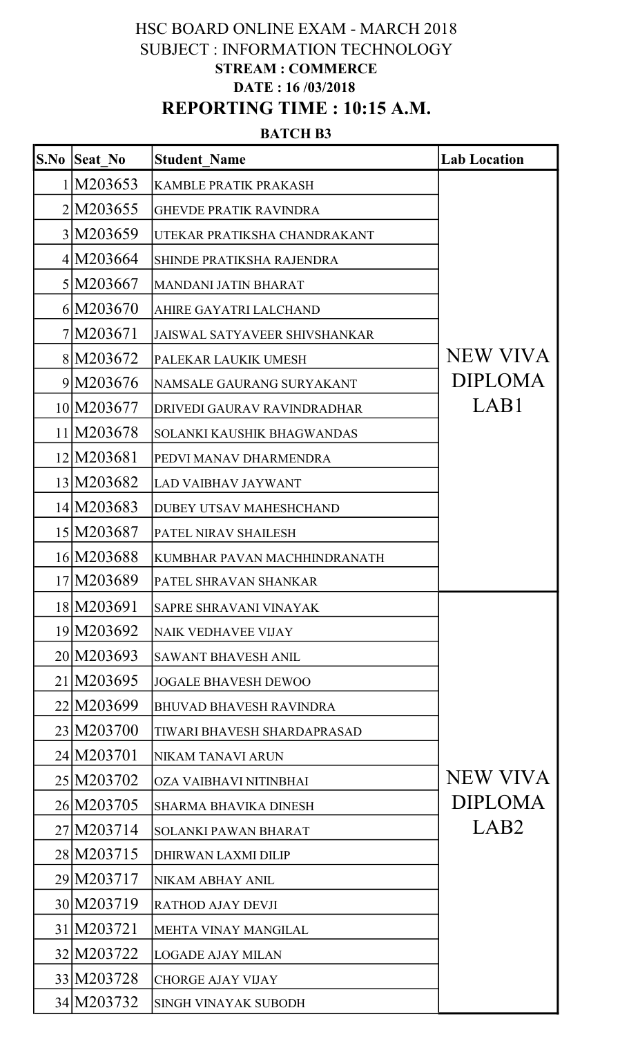# HSC BOARD ONLINE EXAM - MARCH 2018

## SUBJECT : INFORMATION TECHNOLOGY

**STREAM : COMMERCE**

**DATE : 16 /03/2018**

## REPORTING TIME : 10:15 A.M.

**BATCH B3**

| S.No | Seat_No | Student_Name | Lab Location |
|---|---|---|---|
| 1 | M203653 | KAMBLE PRATIK PRAKASH | NEW VIVA DIPLOMA LAB1 |
| 2 | M203655 | GHEVDE PRATIK RAVINDRA | |
| 3 | M203659 | UTEKAR PRATIKSHA CHANDRAKANT | |
| 4 | M203664 | SHINDE PRATIKSHA RAJENDRA | |
| 5 | M203667 | MANDANI JATIN BHARAT | |
| 6 | M203670 | AHIRE GAYATRI LALCHAND | |
| 7 | M203671 | JAISWAL SATYAVEER SHIVSHANKAR | |
| 8 | M203672 | PALEKAR LAUKIK UMESH | |
| 9 | M203676 | NAMSALE GAURANG SURYAKANT | |
| 10 | M203677 | DRIVEDI GAURAV RAVINDRADHAR | |
| 11 | M203678 | SOLANKI KAUSHIK BHAGWANDAS | |
| 12 | M203681 | PEDVI MANAV DHARMENDRA | |
| 13 | M203682 | LAD VAIBHAV JAYWANT | |
| 14 | M203683 | DUBEY UTSAV MAHESHCHAND | |
| 15 | M203687 | PATEL NIRAV SHAILESH | |
| 16 | M203688 | KUMBHAR PAVAN MACHHINDRANATH | |
| 17 | M203689 | PATEL SHRAVAN SHANKAR | |
| 18 | M203691 | SAPRE SHRAVANI VINAYAK | NEW VIVA DIPLOMA LAB2 |
| 19 | M203692 | NAIK VEDHAVEE VIJAY | |
| 20 | M203693 | SAWANT BHAVESH ANIL | |
| 21 | M203695 | JOGALE BHAVESH DEWOO | |
| 22 | M203699 | BHUVAD BHAVESH RAVINDRA | |
| 23 | M203700 | TIWARI BHAVESH SHARDAPRASAD | |
| 24 | M203701 | NIKAM TANAVI ARUN | |
| 25 | M203702 | OZA VAIBHAVI NITINBHAI | |
| 26 | M203705 | SHARMA BHAVIKA DINESH | |
| 27 | M203714 | SOLANKI PAWAN BHARAT | |
| 28 | M203715 | DHIRWAN LAXMI DILIP | |
| 29 | M203717 | NIKAM ABHAY ANIL | |
| 30 | M203719 | RATHOD AJAY DEVJI | |
| 31 | M203721 | MEHTA VINAY MANGILAL | |
| 32 | M203722 | LOGADE AJAY MILAN | |
| 33 | M203728 | CHORGE AJAY VIJAY | |
| 34 | M203732 | SINGH VINAYAK SUBODH | |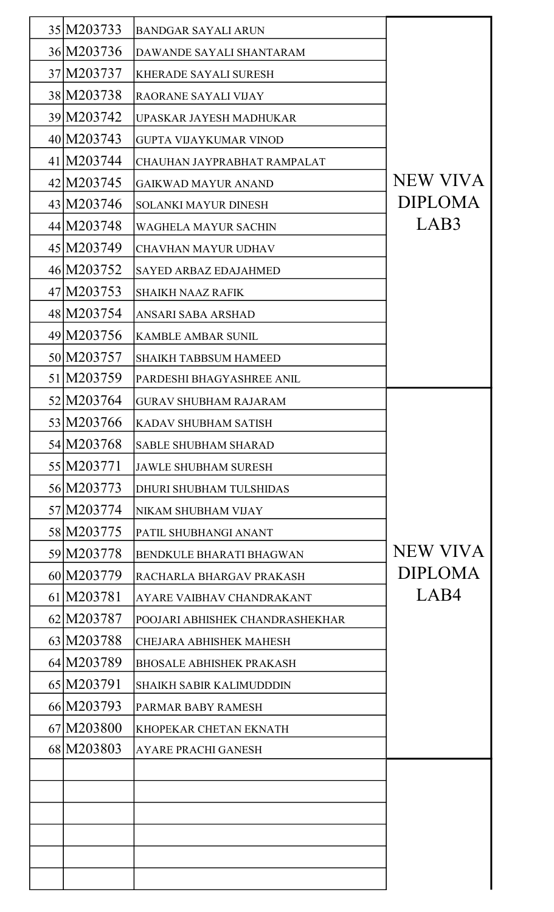| | | | |
|---|---|---|---|
| 35 | M203733 | BANDGAR SAYALI ARUN | NEW VIVA DIPLOMA LAB3 |
| 36 | M203736 | DAWANDE SAYALI SHANTARAM | |
| 37 | M203737 | KHERADE SAYALI SURESH | |
| 38 | M203738 | RAORANE SAYALI VIJAY | |
| 39 | M203742 | UPASKAR JAYESH MADHUKAR | |
| 40 | M203743 | GUPTA VIJAYKUMAR VINOD | |
| 41 | M203744 | CHAUHAN JAYPRABHAT RAMPALAT | |
| 42 | M203745 | GAIKWAD MAYUR ANAND | |
| 43 | M203746 | SOLANKI MAYUR DINESH | |
| 44 | M203748 | WAGHELA MAYUR SACHIN | |
| 45 | M203749 | CHAVHAN MAYUR UDHAV | |
| 46 | M203752 | SAYED ARBAZ EDAJAHMED | |
| 47 | M203753 | SHAIKH NAAZ RAFIK | |
| 48 | M203754 | ANSARI SABA ARSHAD | |
| 49 | M203756 | KAMBLE AMBAR SUNIL | |
| 50 | M203757 | SHAIKH TABBSUM HAMEED | |
| 51 | M203759 | PARDESHI BHAGYASHREE ANIL | |
| 52 | M203764 | GURAV SHUBHAM RAJARAM | NEW VIVA DIPLOMA LAB4 |
| 53 | M203766 | KADAV SHUBHAM SATISH | |
| 54 | M203768 | SABLE SHUBHAM SHARAD | |
| 55 | M203771 | JAWLE SHUBHAM SURESH | |
| 56 | M203773 | DHURI SHUBHAM TULSHIDAS | |
| 57 | M203774 | NIKAM SHUBHAM VIJAY | |
| 58 | M203775 | PATIL SHUBHANGI ANANT | |
| 59 | M203778 | BENDKULE BHARATI BHAGWAN | |
| 60 | M203779 | RACHARLA BHARGAV PRAKASH | |
| 61 | M203781 | AYARE VAIBHAV CHANDRAKANT | |
| 62 | M203787 | POOJARI ABHISHEK CHANDRASHEKHAR | |
| 63 | M203788 | CHEJARA ABHISHEK MAHESH | |
| 64 | M203789 | BHOSALE ABHISHEK PRAKASH | |
| 65 | M203791 | SHAIKH SABIR KALIMUDDDIN | |
| 66 | M203793 | PARMAR BABY RAMESH | |
| 67 | M203800 | KHOPEKAR CHETAN EKNATH | |
| 68 | M203803 | AYARE PRACHI GANESH | |
| | | | |
| | | | |
| | | | |
| | | | |
| | | | |
| | | | |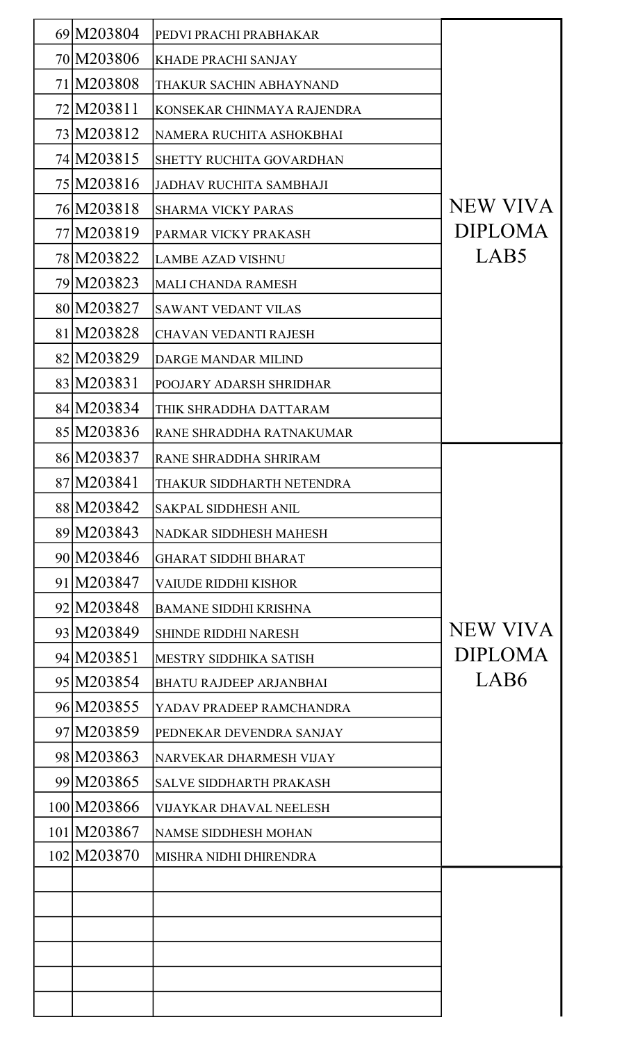| 69 | M203804 | PEDVI PRACHI PRABHAKAR | NEW VIVA DIPLOMA LAB5 |
|---|---|---|---|
| 70 | M203806 | KHADE PRACHI SANJAY | |
| 71 | M203808 | THAKUR SACHIN ABHAYNAND | |
| 72 | M203811 | KONSEKAR CHINMAYA RAJENDRA | |
| 73 | M203812 | NAMERA RUCHITA ASHOKBHAI | |
| 74 | M203815 | SHETTY RUCHITA GOVARDHAN | |
| 75 | M203816 | JADHAV RUCHITA SAMBHAJI | |
| 76 | M203818 | SHARMA VICKY PARAS | |
| 77 | M203819 | PARMAR VICKY PRAKASH | |
| 78 | M203822 | LAMBE AZAD VISHNU | |
| 79 | M203823 | MALI CHANDA RAMESH | |
| 80 | M203827 | SAWANT VEDANT VILAS | |
| 81 | M203828 | CHAVAN VEDANTI RAJESH | |
| 82 | M203829 | DARGE MANDAR MILIND | |
| 83 | M203831 | POOJARY ADARSH SHRIDHAR | |
| 84 | M203834 | THIK SHRADDHA DATTARAM | |
| 85 | M203836 | RANE SHRADDHA RATNAKUMAR | |
| 86 | M203837 | RANE SHRADDHA SHRIRAM | NEW VIVA DIPLOMA LAB6 |
| 87 | M203841 | THAKUR SIDDHARTH NETENDRA | |
| 88 | M203842 | SAKPAL SIDDHESH ANIL | |
| 89 | M203843 | NADKAR SIDDHESH MAHESH | |
| 90 | M203846 | GHARAT SIDDHI BHARAT | |
| 91 | M203847 | VAIUDE RIDDHI KISHOR | |
| 92 | M203848 | BAMANE SIDDHI KRISHNA | |
| 93 | M203849 | SHINDE RIDDHI NARESH | |
| 94 | M203851 | MESTRY SIDDHIKA SATISH | |
| 95 | M203854 | BHATU RAJDEEP ARJANBHAI | |
| 96 | M203855 | YADAV PRADEEP RAMCHANDRA | |
| 97 | M203859 | PEDNEKAR DEVENDRA SANJAY | |
| 98 | M203863 | NARVEKAR DHARMESH VIJAY | |
| 99 | M203865 | SALVE SIDDHARTH PRAKASH | |
| 100 | M203866 | VIJAYKAR DHAVAL NEELESH | |
| 101 | M203867 | NAMSE SIDDHESH MOHAN | |
| 102 | M203870 | MISHRA NIDHI DHIRENDRA | |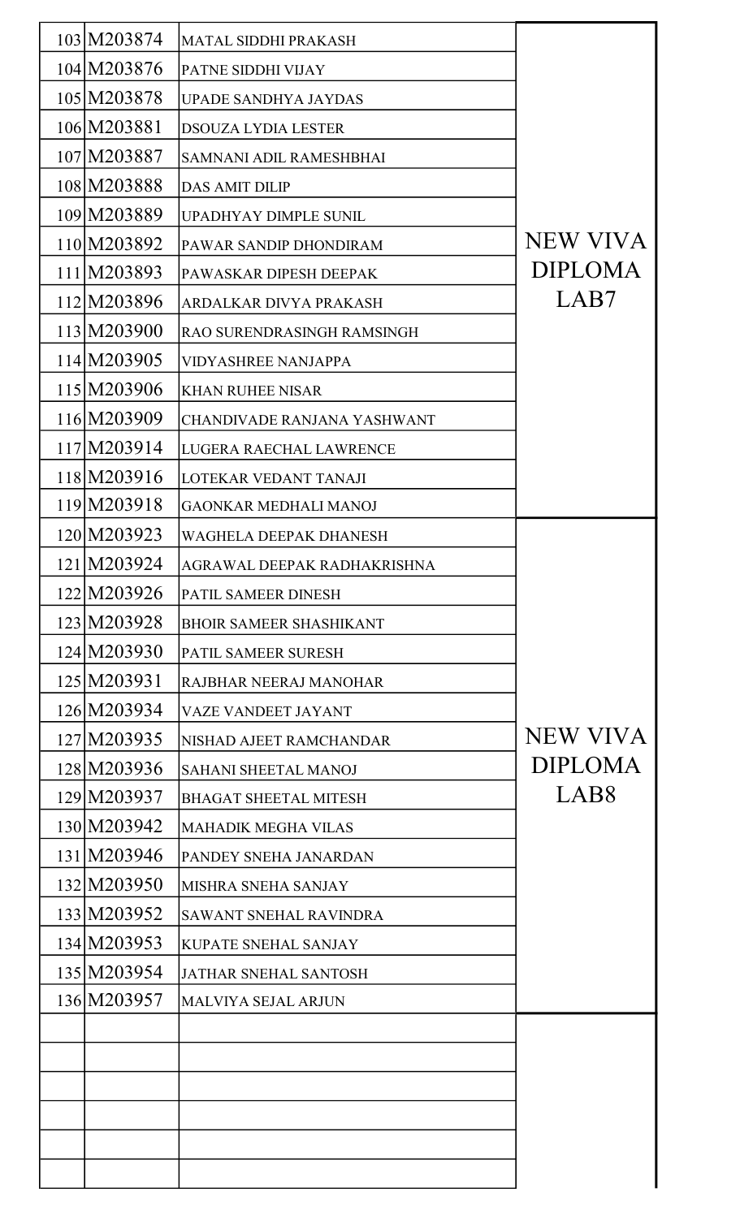| | | | |
|---|---|---|---|
| 103 | M203874 | MATAL SIDDHI PRAKASH | NEW VIVA DIPLOMA LAB7 |
| 104 | M203876 | PATNE SIDDHI VIJAY | |
| 105 | M203878 | UPADE SANDHYA JAYDAS | |
| 106 | M203881 | DSOUZA LYDIA LESTER | |
| 107 | M203887 | SAMNANI ADIL RAMESHBHAI | |
| 108 | M203888 | DAS AMIT DILIP | |
| 109 | M203889 | UPADHYAY DIMPLE SUNIL | |
| 110 | M203892 | PAWAR SANDIP DHONDIRAM | |
| 111 | M203893 | PAWASKAR DIPESH DEEPAK | |
| 112 | M203896 | ARDALKAR DIVYA PRAKASH | |
| 113 | M203900 | RAO SURENDRASINGH RAMSINGH | |
| 114 | M203905 | VIDYASHREE NANJAPPA | |
| 115 | M203906 | KHAN RUHEE NISAR | |
| 116 | M203909 | CHANDIVADE RANJANA YASHWANT | |
| 117 | M203914 | LUGERA RAECHAL LAWRENCE | |
| 118 | M203916 | LOTEKAR VEDANT TANAJI | |
| 119 | M203918 | GAONKAR MEDHALI MANOJ | |
| 120 | M203923 | WAGHELA DEEPAK DHANESH | NEW VIVA DIPLOMA LAB8 |
| 121 | M203924 | AGRAWAL DEEPAK RADHAKRISHNA | |
| 122 | M203926 | PATIL SAMEER DINESH | |
| 123 | M203928 | BHOIR SAMEER SHASHIKANT | |
| 124 | M203930 | PATIL SAMEER SURESH | |
| 125 | M203931 | RAJBHAR NEERAJ MANOHAR | |
| 126 | M203934 | VAZE VANDEET JAYANT | |
| 127 | M203935 | NISHAD AJEET RAMCHANDAR | |
| 128 | M203936 | SAHANI SHEETAL MANOJ | |
| 129 | M203937 | BHAGAT SHEETAL MITESH | |
| 130 | M203942 | MAHADIK MEGHA VILAS | |
| 131 | M203946 | PANDEY SNEHA JANARDAN | |
| 132 | M203950 | MISHRA SNEHA SANJAY | |
| 133 | M203952 | SAWANT SNEHAL RAVINDRA | |
| 134 | M203953 | KUPATE SNEHAL SANJAY | |
| 135 | M203954 | JATHAR SNEHAL SANTOSH | |
| 136 | M203957 | MALVIYA SEJAL ARJUN | |
| | | | |
| | | | |
| | | | |
| | | | |
| | | | |
| | | | |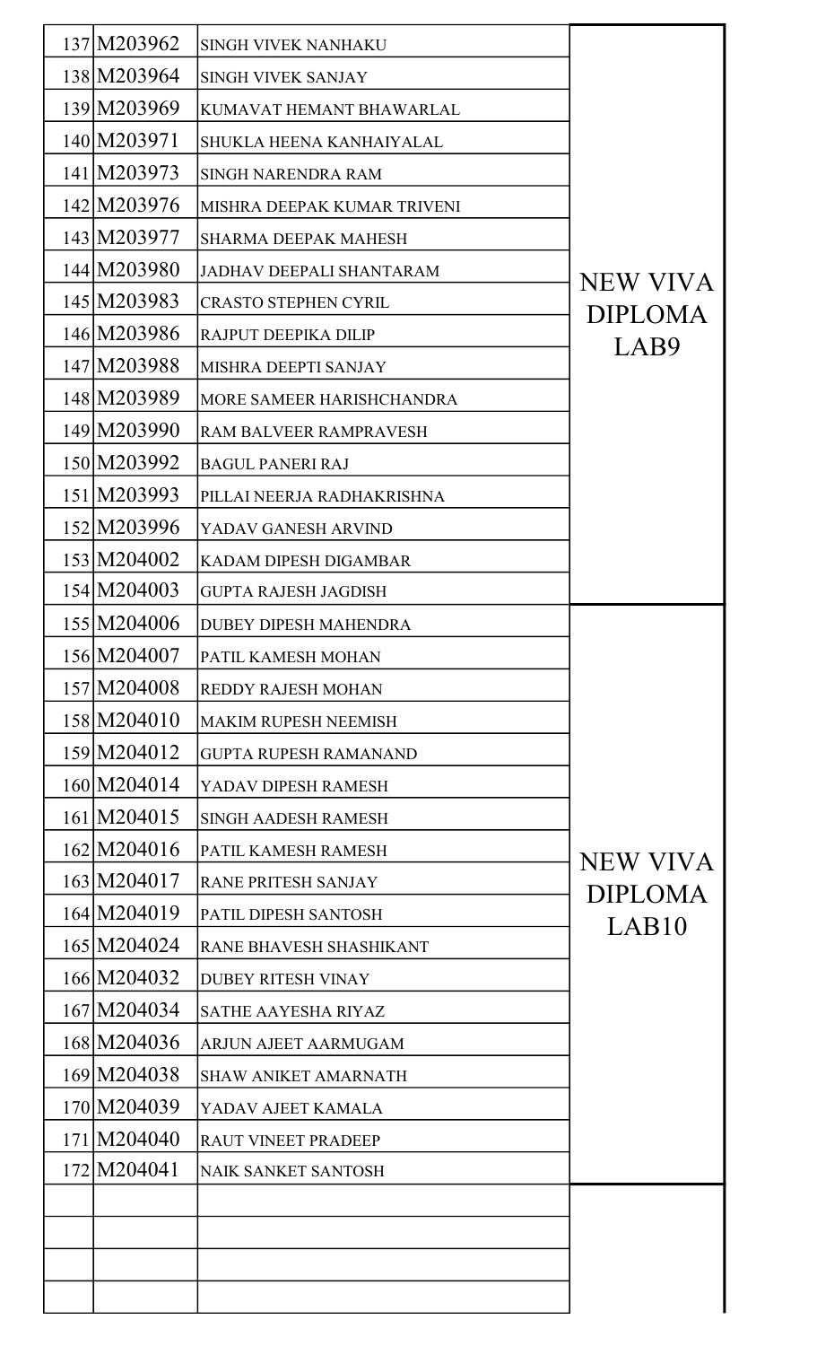| | | | |
|---|---|---|---|
| 137 | M203962 | SINGH VIVEK NANHAKU | NEW VIVA DIPLOMA LAB9 |
| 138 | M203964 | SINGH VIVEK SANJAY | |
| 139 | M203969 | KUMAVAT HEMANT BHAWARLAL | |
| 140 | M203971 | SHUKLA HEENA KANHAIYALAL | |
| 141 | M203973 | SINGH NARENDRA RAM | |
| 142 | M203976 | MISHRA DEEPAK KUMAR TRIVENI | |
| 143 | M203977 | SHARMA DEEPAK MAHESH | |
| 144 | M203980 | JADHAV DEEPALI SHANTARAM | |
| 145 | M203983 | CRASTO STEPHEN CYRIL | |
| 146 | M203986 | RAJPUT DEEPIKA DILIP | |
| 147 | M203988 | MISHRA DEEPTI SANJAY | |
| 148 | M203989 | MORE SAMEER HARISHCHANDRA | |
| 149 | M203990 | RAM BALVEER RAMPRAVESH | |
| 150 | M203992 | BAGUL PANERI RAJ | |
| 151 | M203993 | PILLAI NEERJA RADHAKRISHNA | |
| 152 | M203996 | YADAV GANESH ARVIND | |
| 153 | M204002 | KADAM DIPESH DIGAMBAR | |
| 154 | M204003 | GUPTA RAJESH JAGDISH | |
| 155 | M204006 | DUBEY DIPESH MAHENDRA | NEW VIVA DIPLOMA LAB10 |
| 156 | M204007 | PATIL KAMESH MOHAN | |
| 157 | M204008 | REDDY RAJESH MOHAN | |
| 158 | M204010 | MAKIM RUPESH NEEMISH | |
| 159 | M204012 | GUPTA RUPESH RAMANAND | |
| 160 | M204014 | YADAV DIPESH RAMESH | |
| 161 | M204015 | SINGH AADESH RAMESH | |
| 162 | M204016 | PATIL KAMESH RAMESH | |
| 163 | M204017 | RANE PRITESH SANJAY | |
| 164 | M204019 | PATIL DIPESH SANTOSH | |
| 165 | M204024 | RANE BHAVESH SHASHIKANT | |
| 166 | M204032 | DUBEY RITESH VINAY | |
| 167 | M204034 | SATHE AAYESHA RIYAZ | |
| 168 | M204036 | ARJUN AJEET AARMUGAM | |
| 169 | M204038 | SHAW ANIKET AMARNATH | |
| 170 | M204039 | YADAV AJEET KAMALA | |
| 171 | M204040 | RAUT VINEET PRADEEP | |
| 172 | M204041 | NAIK SANKET SANTOSH | |
| | | | |
| | | | |
| | | | |
| | | | |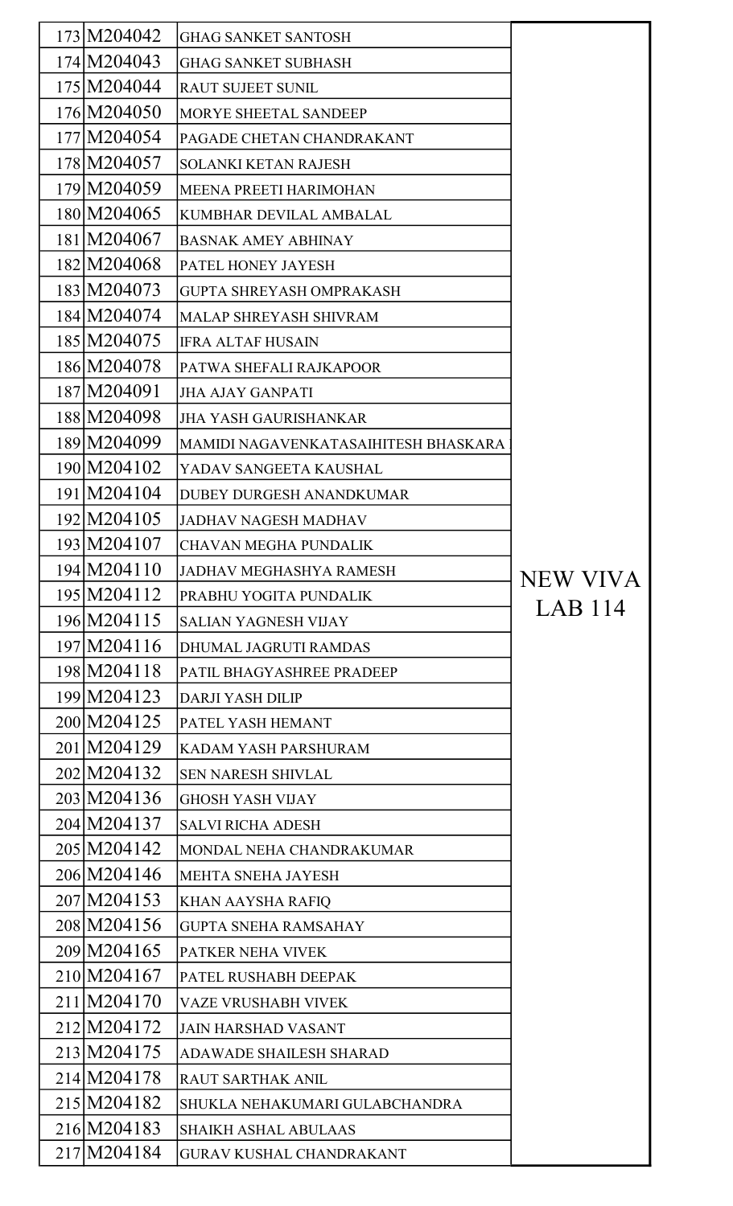| | | | |
|---|---|---|---|
| 173 | M204042 | GHAG SANKET SANTOSH | NEW VIVA LAB 114 |
| 174 | M204043 | GHAG SANKET SUBHASH | |
| 175 | M204044 | RAUT SUJEET SUNIL | |
| 176 | M204050 | MORYE SHEETAL SANDEEP | |
| 177 | M204054 | PAGADE CHETAN CHANDRAKANT | |
| 178 | M204057 | SOLANKI KETAN RAJESH | |
| 179 | M204059 | MEENA PREETI HARIMOHAN | |
| 180 | M204065 | KUMBHAR DEVILAL AMBALAL | |
| 181 | M204067 | BASNAK AMEY ABHINAY | |
| 182 | M204068 | PATEL HONEY JAYESH | |
| 183 | M204073 | GUPTA SHREYASH OMPRAKASH | |
| 184 | M204074 | MALAP SHREYASH SHIVRAM | |
| 185 | M204075 | IFRA ALTAF HUSAIN | |
| 186 | M204078 | PATWA SHEFALI RAJKAPOOR | |
| 187 | M204091 | JHA AJAY GANPATI | |
| 188 | M204098 | JHA YASH GAURISHANKAR | |
| 189 | M204099 | MAMIDI NAGAVENKATASAIHITESH BHASKARA | |
| 190 | M204102 | YADAV SANGEETA KAUSHAL | |
| 191 | M204104 | DUBEY DURGESH ANANDKUMAR | |
| 192 | M204105 | JADHAV NAGESH MADHAV | |
| 193 | M204107 | CHAVAN MEGHA PUNDALIK | |
| 194 | M204110 | JADHAV MEGHASHYA RAMESH | |
| 195 | M204112 | PRABHU YOGITA PUNDALIK | |
| 196 | M204115 | SALIAN YAGNESH VIJAY | |
| 197 | M204116 | DHUMAL JAGRUTI RAMDAS | |
| 198 | M204118 | PATIL BHAGYASHREE PRADEEP | |
| 199 | M204123 | DARJI YASH DILIP | |
| 200 | M204125 | PATEL YASH HEMANT | |
| 201 | M204129 | KADAM YASH PARSHURAM | |
| 202 | M204132 | SEN NARESH SHIVLAL | |
| 203 | M204136 | GHOSH YASH VIJAY | |
| 204 | M204137 | SALVI RICHA ADESH | |
| 205 | M204142 | MONDAL NEHA CHANDRAKUMAR | |
| 206 | M204146 | MEHTA SNEHA JAYESH | |
| 207 | M204153 | KHAN AAYSHA RAFIQ | |
| 208 | M204156 | GUPTA SNEHA RAMSAHAY | |
| 209 | M204165 | PATKER NEHA VIVEK | |
| 210 | M204167 | PATEL RUSHABH DEEPAK | |
| 211 | M204170 | VAZE VRUSHABH VIVEK | |
| 212 | M204172 | JAIN HARSHAD VASANT | |
| 213 | M204175 | ADAWADE SHAILESH SHARAD | |
| 214 | M204178 | RAUT SARTHAK ANIL | |
| 215 | M204182 | SHUKLA NEHAKUMARI GULABCHANDRA | |
| 216 | M204183 | SHAIKH ASHAL ABULAAS | |
| 217 | M204184 | GURAV KUSHAL CHANDRAKANT | |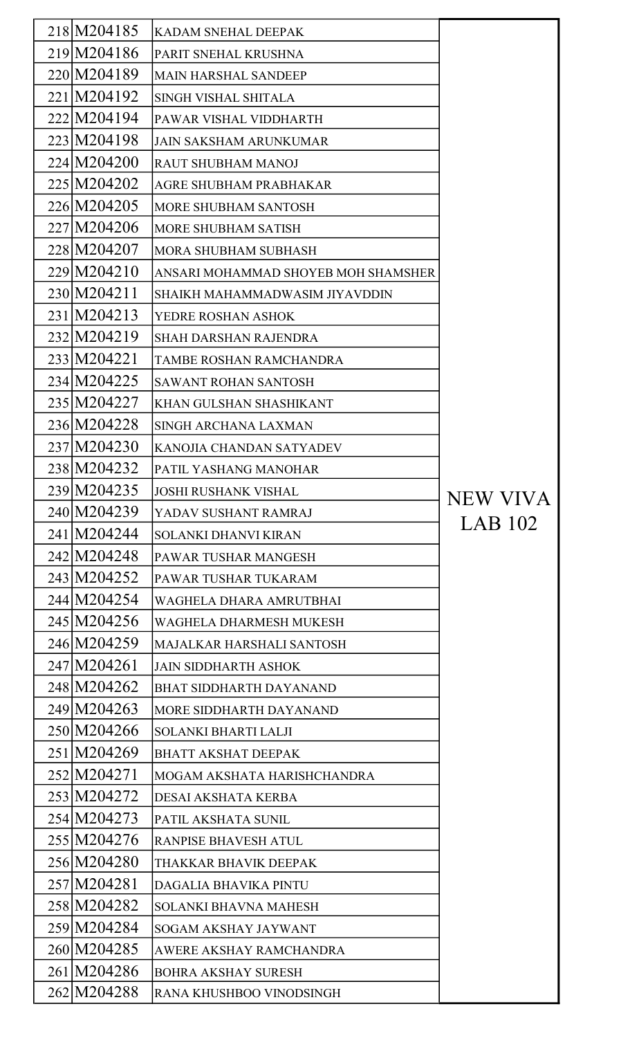| | | | |
|---|---|---|---|
| 218 | M204185 | KADAM SNEHAL DEEPAK | NEW VIVA LAB 102 |
| 219 | M204186 | PARIT SNEHAL KRUSHNA | |
| 220 | M204189 | MAIN HARSHAL SANDEEP | |
| 221 | M204192 | SINGH VISHAL SHITALA | |
| 222 | M204194 | PAWAR VISHAL VIDDHARTH | |
| 223 | M204198 | JAIN SAKSHAM ARUNKUMAR | |
| 224 | M204200 | RAUT SHUBHAM MANOJ | |
| 225 | M204202 | AGRE SHUBHAM PRABHAKAR | |
| 226 | M204205 | MORE SHUBHAM SANTOSH | |
| 227 | M204206 | MORE SHUBHAM SATISH | |
| 228 | M204207 | MORA SHUBHAM SUBHASH | |
| 229 | M204210 | ANSARI MOHAMMAD SHOYEB MOH SHAMSHER | |
| 230 | M204211 | SHAIKH MAHAMMADWASIM JIYAVDDIN | |
| 231 | M204213 | YEDRE ROSHAN ASHOK | |
| 232 | M204219 | SHAH DARSHAN RAJENDRA | |
| 233 | M204221 | TAMBE ROSHAN RAMCHANDRA | |
| 234 | M204225 | SAWANT ROHAN SANTOSH | |
| 235 | M204227 | KHAN GULSHAN SHASHIKANT | |
| 236 | M204228 | SINGH ARCHANA LAXMAN | |
| 237 | M204230 | KANOJIA CHANDAN SATYADEV | |
| 238 | M204232 | PATIL YASHANG MANOHAR | |
| 239 | M204235 | JOSHI RUSHANK VISHAL | |
| 240 | M204239 | YADAV SUSHANT RAMRAJ | |
| 241 | M204244 | SOLANKI DHANVI KIRAN | |
| 242 | M204248 | PAWAR TUSHAR MANGESH | |
| 243 | M204252 | PAWAR TUSHAR TUKARAM | |
| 244 | M204254 | WAGHELA DHARA AMRUTBHAI | |
| 245 | M204256 | WAGHELA DHARMESH MUKESH | |
| 246 | M204259 | MAJALKAR HARSHALI SANTOSH | |
| 247 | M204261 | JAIN SIDDHARTH ASHOK | |
| 248 | M204262 | BHAT SIDDHARTH DAYANAND | |
| 249 | M204263 | MORE SIDDHARTH DAYANAND | |
| 250 | M204266 | SOLANKI BHARTI LALJI | |
| 251 | M204269 | BHATT AKSHAT DEEPAK | |
| 252 | M204271 | MOGAM AKSHATA HARISHCHANDRA | |
| 253 | M204272 | DESAI AKSHATA KERBA | |
| 254 | M204273 | PATIL AKSHATA SUNIL | |
| 255 | M204276 | RANPISE BHAVESH ATUL | |
| 256 | M204280 | THAKKAR BHAVIK DEEPAK | |
| 257 | M204281 | DAGALIA BHAVIKA PINTU | |
| 258 | M204282 | SOLANKI BHAVNA MAHESH | |
| 259 | M204284 | SOGAM AKSHAY JAYWANT | |
| 260 | M204285 | AWERE AKSHAY RAMCHANDRA | |
| 261 | M204286 | BOHRA AKSHAY SURESH | |
| 262 | M204288 | RANA KHUSHBOO VINODSINGH | |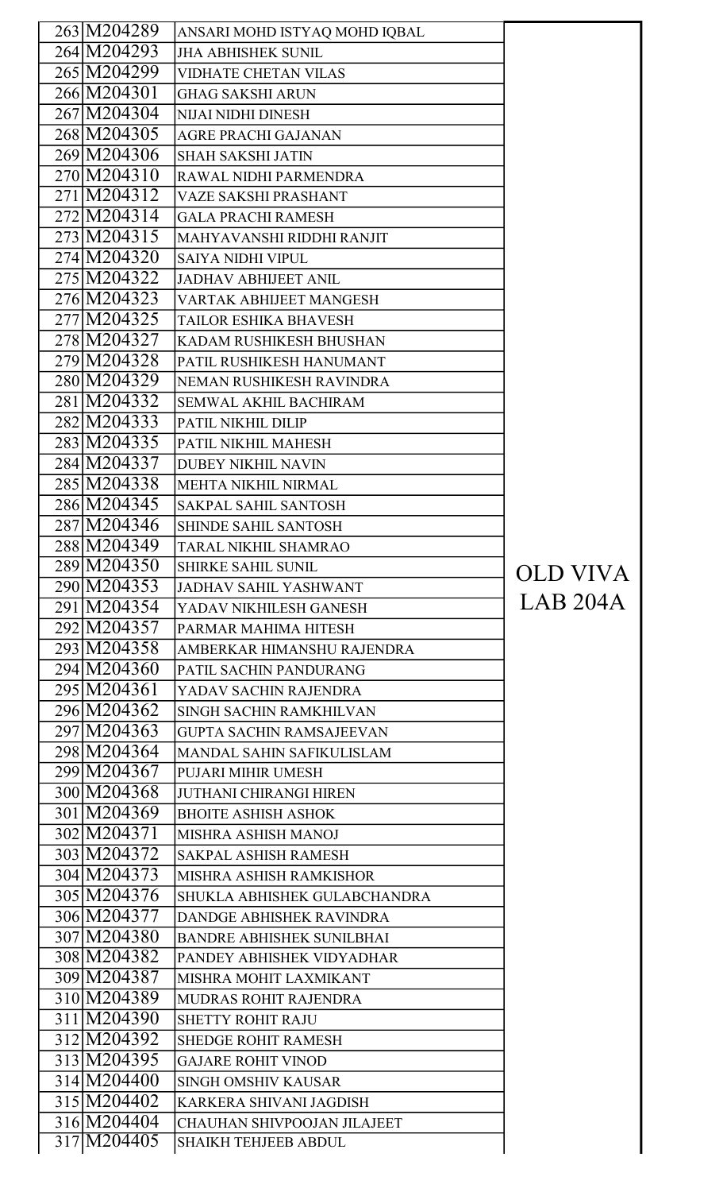| 263 | M204289 | ANSARI MOHD ISTYAQ MOHD IQBAL | |
|---|---|---|---|
| 264 | M204293 | JHA ABHISHEK SUNIL | |
| 265 | M204299 | VIDHATE CHETAN VILAS | |
| 266 | M204301 | GHAG SAKSHI ARUN | |
| 267 | M204304 | NIJAI NIDHI DINESH | |
| 268 | M204305 | AGRE PRACHI GAJANAN | |
| 269 | M204306 | SHAH SAKSHI JATIN | |
| 270 | M204310 | RAWAL NIDHI PARMENDRA | |
| 271 | M204312 | VAZE SAKSHI PRASHANT | |
| 272 | M204314 | GALA PRACHI RAMESH | |
| 273 | M204315 | MAHYAVANSHI RIDDHI RANJIT | |
| 274 | M204320 | SAIYA NIDHI VIPUL | |
| 275 | M204322 | JADHAV ABHIJEET ANIL | |
| 276 | M204323 | VARTAK ABHIJEET MANGESH | |
| 277 | M204325 | TAILOR ESHIKA BHAVESH | |
| 278 | M204327 | KADAM RUSHIKESH BHUSHAN | |
| 279 | M204328 | PATIL RUSHIKESH HANUMANT | |
| 280 | M204329 | NEMAN RUSHIKESH RAVINDRA | |
| 281 | M204332 | SEMWAL AKHIL BACHIRAM | |
| 282 | M204333 | PATIL NIKHIL DILIP | |
| 283 | M204335 | PATIL NIKHIL MAHESH | |
| 284 | M204337 | DUBEY NIKHIL NAVIN | |
| 285 | M204338 | MEHTA NIKHIL NIRMAL | |
| 286 | M204345 | SAKPAL SAHIL SANTOSH | |
| 287 | M204346 | SHINDE SAHIL SANTOSH | |
| 288 | M204349 | TARAL NIKHIL SHAMRAO | |
| 289 | M204350 | SHIRKE SAHIL SUNIL | OLD VIVA LAB 204A |
| 290 | M204353 | JADHAV SAHIL YASHWANT | |
| 291 | M204354 | YADAV NIKHILESH GANESH | |
| 292 | M204357 | PARMAR MAHIMA HITESH | |
| 293 | M204358 | AMBERKAR HIMANSHU RAJENDRA | |
| 294 | M204360 | PATIL SACHIN PANDURANG | |
| 295 | M204361 | YADAV SACHIN RAJENDRA | |
| 296 | M204362 | SINGH SACHIN RAMKHILVAN | |
| 297 | M204363 | GUPTA SACHIN RAMSAJEEVAN | |
| 298 | M204364 | MANDAL SAHIN SAFIKULISLAM | |
| 299 | M204367 | PUJARI MIHIR UMESH | |
| 300 | M204368 | JUTHANI CHIRANGI HIREN | |
| 301 | M204369 | BHOITE ASHISH ASHOK | |
| 302 | M204371 | MISHRA ASHISH MANOJ | |
| 303 | M204372 | SAKPAL ASHISH RAMESH | |
| 304 | M204373 | MISHRA ASHISH RAMKISHOR | |
| 305 | M204376 | SHUKLA ABHISHEK GULABCHANDRA | |
| 306 | M204377 | DANDGE ABHISHEK RAVINDRA | |
| 307 | M204380 | BANDRE ABHISHEK SUNILBHAI | |
| 308 | M204382 | PANDEY ABHISHEK VIDYADHAR | |
| 309 | M204387 | MISHRA MOHIT LAXMIKANT | |
| 310 | M204389 | MUDRAS ROHIT RAJENDRA | |
| 311 | M204390 | SHETTY ROHIT RAJU | |
| 312 | M204392 | SHEDGE ROHIT RAMESH | |
| 313 | M204395 | GAJARE ROHIT VINOD | |
| 314 | M204400 | SINGH OMSHIV KAUSAR | |
| 315 | M204402 | KARKERA SHIVANI JAGDISH | |
| 316 | M204404 | CHAUHAN SHIVPOOJAN JILAJEET | |
| 317 | M204405 | SHAIKH TEHJEEB ABDUL | |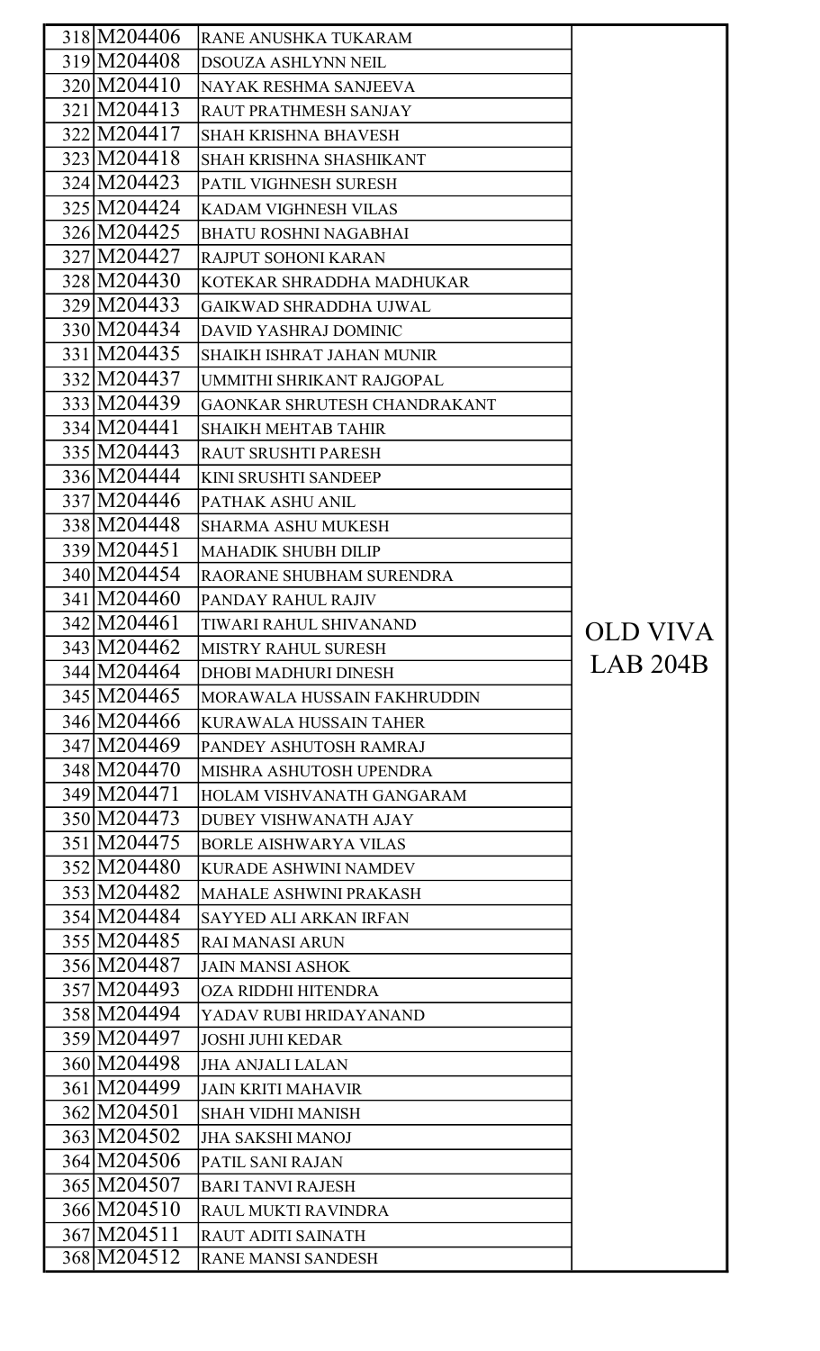| | | | |
|---|---|---|---|
| 318 | M204406 | RANE ANUSHKA TUKARAM | OLD VIVA LAB 204B |
| 319 | M204408 | DSOUZA ASHLYNN NEIL | |
| 320 | M204410 | NAYAK RESHMA SANJEEVA | |
| 321 | M204413 | RAUT PRATHMESH SANJAY | |
| 322 | M204417 | SHAH KRISHNA BHAVESH | |
| 323 | M204418 | SHAH KRISHNA SHASHIKANT | |
| 324 | M204423 | PATIL VIGHNESH SURESH | |
| 325 | M204424 | KADAM VIGHNESH VILAS | |
| 326 | M204425 | BHATU ROSHNI NAGABHAI | |
| 327 | M204427 | RAJPUT SOHONI KARAN | |
| 328 | M204430 | KOTEKAR SHRADDHA MADHUKAR | |
| 329 | M204433 | GAIKWAD SHRADDHA UJWAL | |
| 330 | M204434 | DAVID YASHRAJ DOMINIC | |
| 331 | M204435 | SHAIKH ISHRAT JAHAN MUNIR | |
| 332 | M204437 | UMMITHI SHRIKANT RAJGOPAL | |
| 333 | M204439 | GAONKAR SHRUTESH CHANDRAKANT | |
| 334 | M204441 | SHAIKH MEHTAB TAHIR | |
| 335 | M204443 | RAUT SRUSHTI PARESH | |
| 336 | M204444 | KINI SRUSHTI SANDEEP | |
| 337 | M204446 | PATHAK ASHU ANIL | |
| 338 | M204448 | SHARMA ASHU MUKESH | |
| 339 | M204451 | MAHADIK SHUBH DILIP | |
| 340 | M204454 | RAORANE SHUBHAM SURENDRA | |
| 341 | M204460 | PANDAY RAHUL RAJIV | |
| 342 | M204461 | TIWARI RAHUL SHIVANAND | |
| 343 | M204462 | MISTRY RAHUL SURESH | |
| 344 | M204464 | DHOBI MADHURI DINESH | |
| 345 | M204465 | MORAWALA HUSSAIN FAKHRUDDIN | |
| 346 | M204466 | KURAWALA HUSSAIN TAHER | |
| 347 | M204469 | PANDEY ASHUTOSH RAMRAJ | |
| 348 | M204470 | MISHRA ASHUTOSH UPENDRA | |
| 349 | M204471 | HOLAM VISHVANATH GANGARAM | |
| 350 | M204473 | DUBEY VISHWANATH AJAY | |
| 351 | M204475 | BORLE AISHWARYA VILAS | |
| 352 | M204480 | KURADE ASHWINI NAMDEV | |
| 353 | M204482 | MAHALE ASHWINI PRAKASH | |
| 354 | M204484 | SAYYED ALI ARKAN IRFAN | |
| 355 | M204485 | RAI MANASI ARUN | |
| 356 | M204487 | JAIN MANSI ASHOK | |
| 357 | M204493 | OZA RIDDHI HITENDRA | |
| 358 | M204494 | YADAV RUBI HRIDAYANAND | |
| 359 | M204497 | JOSHI JUHI KEDAR | |
| 360 | M204498 | JHA ANJALI LALAN | |
| 361 | M204499 | JAIN KRITI MAHAVIR | |
| 362 | M204501 | SHAH VIDHI MANISH | |
| 363 | M204502 | JHA SAKSHI MANOJ | |
| 364 | M204506 | PATIL SANI RAJAN | |
| 365 | M204507 | BARI TANVI RAJESH | |
| 366 | M204510 | RAUL MUKTI RAVINDRA | |
| 367 | M204511 | RAUT ADITI SAINATH | |
| 368 | M204512 | RANE MANSI SANDESH | |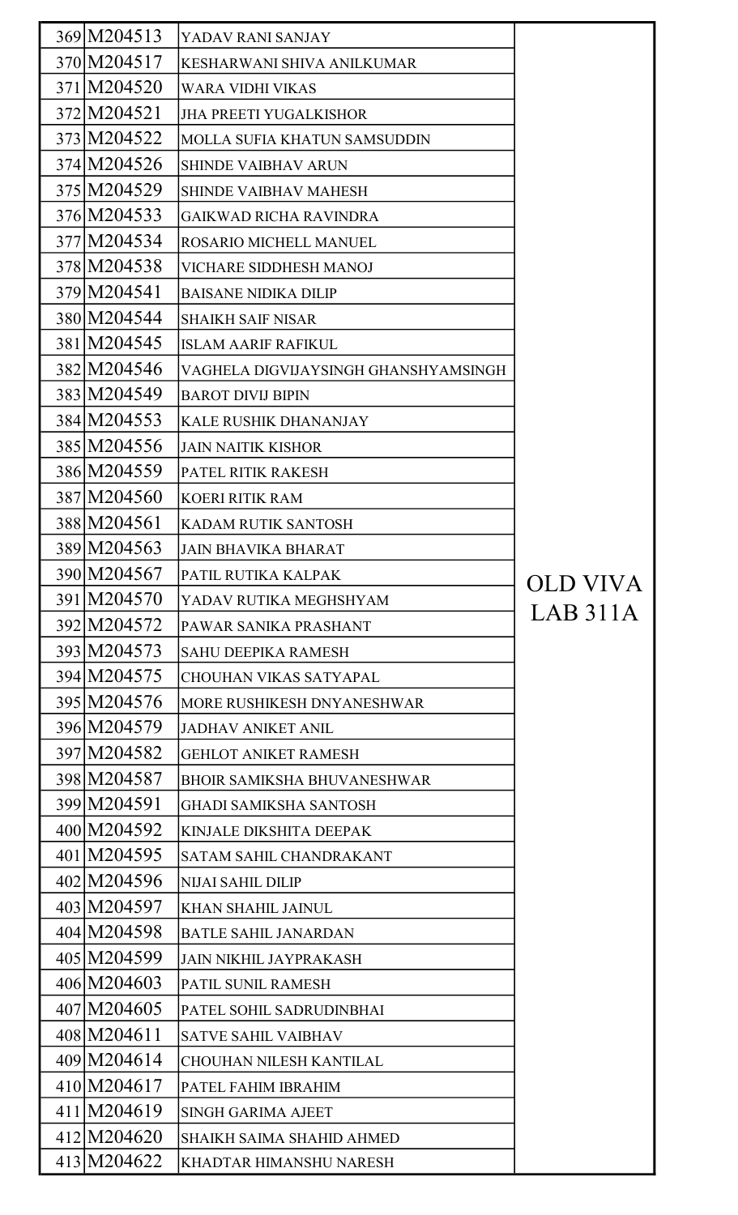| | | | |
|---|---|---|---|
| 369 | M204513 | YADAV RANI SANJAY | OLD VIVA LAB 311A |
| 370 | M204517 | KESHARWANI SHIVA ANILKUMAR | |
| 371 | M204520 | WARA VIDHI VIKAS | |
| 372 | M204521 | JHA PREETI YUGALKISHOR | |
| 373 | M204522 | MOLLA SUFIA KHATUN SAMSUDDIN | |
| 374 | M204526 | SHINDE VAIBHAV ARUN | |
| 375 | M204529 | SHINDE VAIBHAV MAHESH | |
| 376 | M204533 | GAIKWAD RICHA RAVINDRA | |
| 377 | M204534 | ROSARIO MICHELL MANUEL | |
| 378 | M204538 | VICHARE SIDDHESH MANOJ | |
| 379 | M204541 | BAISANE NIDIKA DILIP | |
| 380 | M204544 | SHAIKH SAIF NISAR | |
| 381 | M204545 | ISLAM AARIF RAFIKUL | |
| 382 | M204546 | VAGHELA DIGVIJAYSINGH GHANSHYAMSINGH | |
| 383 | M204549 | BAROT DIVIJ BIPIN | |
| 384 | M204553 | KALE RUSHIK DHANANJAY | |
| 385 | M204556 | JAIN NAITIK KISHOR | |
| 386 | M204559 | PATEL RITIK RAKESH | |
| 387 | M204560 | KOERI RITIK RAM | |
| 388 | M204561 | KADAM RUTIK SANTOSH | |
| 389 | M204563 | JAIN BHAVIKA BHARAT | |
| 390 | M204567 | PATIL RUTIKA KALPAK | |
| 391 | M204570 | YADAV RUTIKA MEGHSHYAM | |
| 392 | M204572 | PAWAR SANIKA PRASHANT | |
| 393 | M204573 | SAHU DEEPIKA RAMESH | |
| 394 | M204575 | CHOUHAN VIKAS SATYAPAL | |
| 395 | M204576 | MORE RUSHIKESH DNYANESHWAR | |
| 396 | M204579 | JADHAV ANIKET ANIL | |
| 397 | M204582 | GEHLOT ANIKET RAMESH | |
| 398 | M204587 | BHOIR SAMIKSHA BHUVANESHWAR | |
| 399 | M204591 | GHADI SAMIKSHA SANTOSH | |
| 400 | M204592 | KINJALE DIKSHITA DEEPAK | |
| 401 | M204595 | SATAM SAHIL CHANDRAKANT | |
| 402 | M204596 | NIJAI SAHIL DILIP | |
| 403 | M204597 | KHAN SHAHIL JAINUL | |
| 404 | M204598 | BATLE SAHIL JANARDAN | |
| 405 | M204599 | JAIN NIKHIL JAYPRAKASH | |
| 406 | M204603 | PATIL SUNIL RAMESH | |
| 407 | M204605 | PATEL SOHIL SADRUDINBHAI | |
| 408 | M204611 | SATVE SAHIL VAIBHAV | |
| 409 | M204614 | CHOUHAN NILESH KANTILAL | |
| 410 | M204617 | PATEL FAHIM IBRAHIM | |
| 411 | M204619 | SINGH GARIMA AJEET | |
| 412 | M204620 | SHAIKH SAIMA SHAHID AHMED | |
| 413 | M204622 | KHADTAR HIMANSHU NARESH | |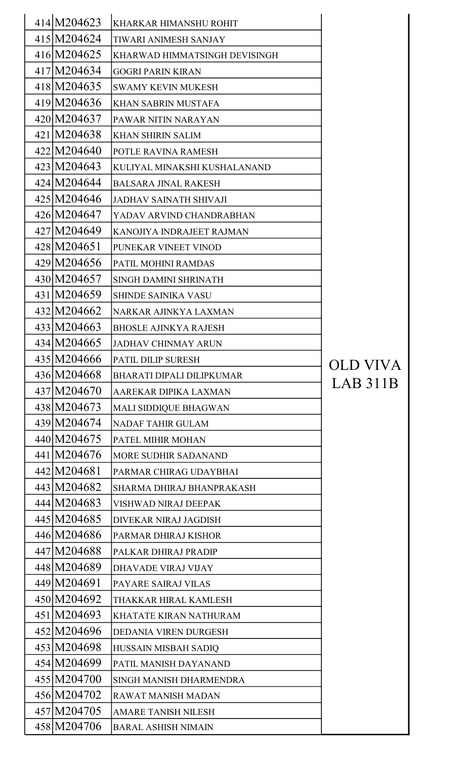| | | | |
|---|---|---|---|
| 414 | M204623 | KHARKAR HIMANSHU ROHIT | OLD VIVA LAB 311B |
| 415 | M204624 | TIWARI ANIMESH SANJAY | |
| 416 | M204625 | KHARWAD HIMMATSINGH DEVISINGH | |
| 417 | M204634 | GOGRI PARIN KIRAN | |
| 418 | M204635 | SWAMY KEVIN MUKESH | |
| 419 | M204636 | KHAN SABRIN MUSTAFA | |
| 420 | M204637 | PAWAR NITIN NARAYAN | |
| 421 | M204638 | KHAN SHIRIN SALIM | |
| 422 | M204640 | POTLE RAVINA RAMESH | |
| 423 | M204643 | KULIYAL MINAKSHI KUSHALANAND | |
| 424 | M204644 | BALSARA JINAL RAKESH | |
| 425 | M204646 | JADHAV SAINATH SHIVAJI | |
| 426 | M204647 | YADAV ARVIND CHANDRABHAN | |
| 427 | M204649 | KANOJIYA INDRAJEET RAJMAN | |
| 428 | M204651 | PUNEKAR VINEET VINOD | |
| 429 | M204656 | PATIL MOHINI RAMDAS | |
| 430 | M204657 | SINGH DAMINI SHRINATH | |
| 431 | M204659 | SHINDE SAINIKA VASU | |
| 432 | M204662 | NARKAR AJINKYA LAXMAN | |
| 433 | M204663 | BHOSLE AJINKYA RAJESH | |
| 434 | M204665 | JADHAV CHINMAY ARUN | |
| 435 | M204666 | PATIL DILIP SURESH | |
| 436 | M204668 | BHARATI DIPALI DILIPKUMAR | |
| 437 | M204670 | AAREKAR DIPIKA LAXMAN | |
| 438 | M204673 | MALI SIDDIQUE BHAGWAN | |
| 439 | M204674 | NADAF TAHIR GULAM | |
| 440 | M204675 | PATEL MIHIR MOHAN | |
| 441 | M204676 | MORE SUDHIR SADANAND | |
| 442 | M204681 | PARMAR CHIRAG UDAYBHAI | |
| 443 | M204682 | SHARMA DHIRAJ BHANPRAKASH | |
| 444 | M204683 | VISHWAD NIRAJ DEEPAK | |
| 445 | M204685 | DIVEKAR NIRAJ JAGDISH | |
| 446 | M204686 | PARMAR DHIRAJ KISHOR | |
| 447 | M204688 | PALKAR DHIRAJ PRADIP | |
| 448 | M204689 | DHAVADE VIRAJ VIJAY | |
| 449 | M204691 | PAYARE SAIRAJ VILAS | |
| 450 | M204692 | THAKKAR HIRAL KAMLESH | |
| 451 | M204693 | KHATATE KIRAN NATHURAM | |
| 452 | M204696 | DEDANIA VIREN DURGESH | |
| 453 | M204698 | HUSSAIN MISBAH SADIQ | |
| 454 | M204699 | PATIL MANISH DAYANAND | |
| 455 | M204700 | SINGH MANISH DHARMENDRA | |
| 456 | M204702 | RAWAT MANISH MADAN | |
| 457 | M204705 | AMARE TANISH NILESH | |
| 458 | M204706 | BARAL ASHISH NIMAIN | |